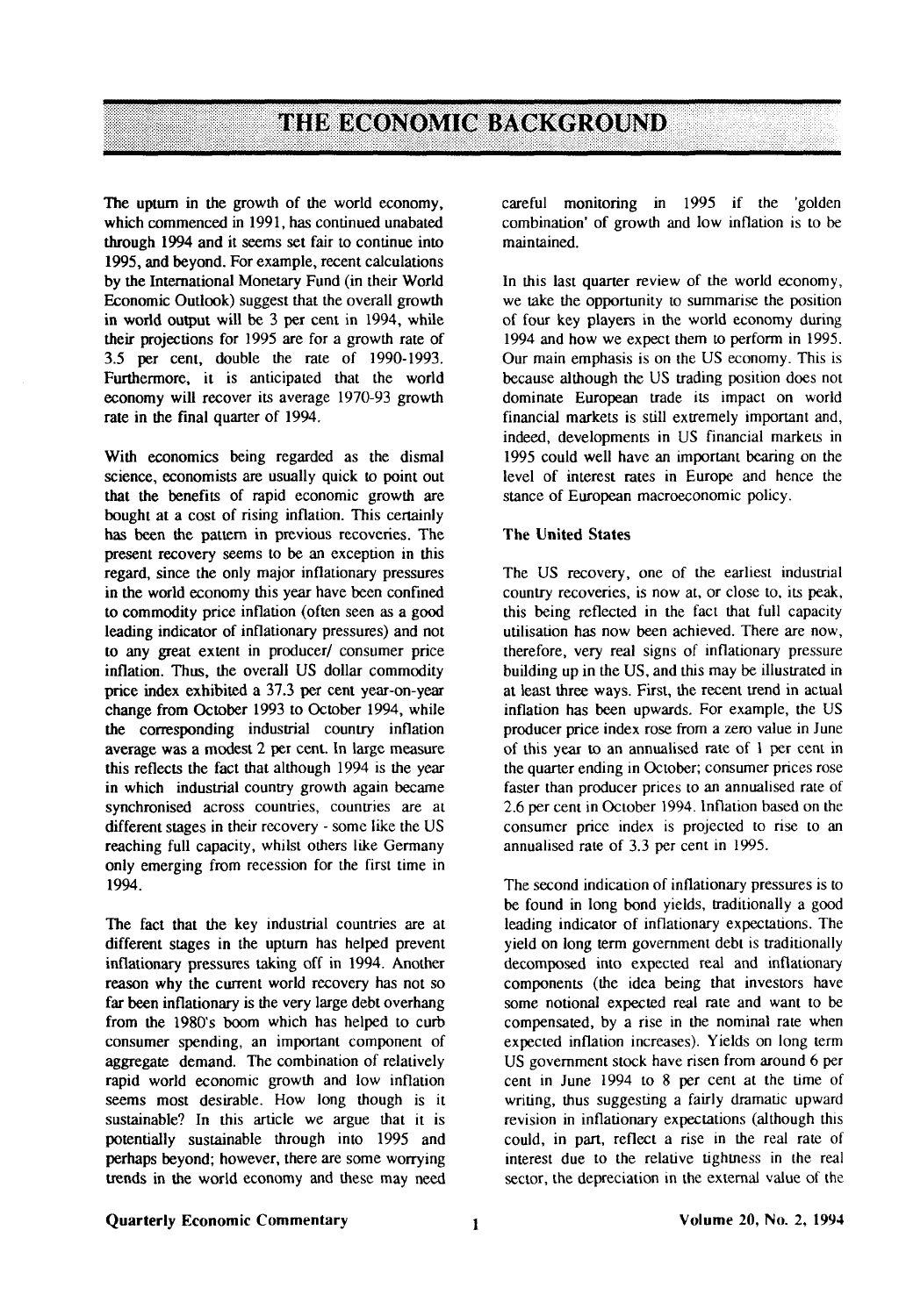# THE ECONOMIC BACKGROUND

The upturn in the growth of the world economy, which commenced in 1991, has continued unabated through 1994 and it seems set fair to continue into 1995, and beyond. For example, recent calculations by the International Monetary Fund (in their World Economic Outlook) suggest that the overall growth in world output will be 3 per cent in 1994, while their projections for 1995 are for a growth rate of 3.5 per cent, double the rate of 1990-1993. Furthermore, it is anticipated that the world economy will recover its average 1970-93 growth rate in the final quarter of 1994.

With economics being regarded as the dismal science, economists are usually quick to point out that the benefits of rapid economic growth are bought at a cost of rising inflation. This certainly has been the pattern in previous recoveries. The present recovery seems to be an exception in this regard, since the only major inflationary pressures in the world economy this year have been confined to commodity price inflation (often seen as a good leading indicator of inflationary pressures) and not to any great extent in producer/ consumer price inflation. Thus, the overall US dollar commodity price index exhibited a 37.3 per cent year-on-year change from October 1993 to October 1994, while the corresponding industrial country inflation average was a modest 2 per cent. In large measure this reflects the fact that although 1994 is the year in which industrial country growth again became synchronised across countries, countries are at different stages in their recovery - some like the US reaching full capacity, whilst others like Germany only emerging from recession for the first time in 1994.

The fact that the key industrial countries are at different stages in the upturn has helped prevent inflationary pressures taking off in 1994. Another reason why the current world recovery has not so far been inflationary is the very large debt overhang from the 1980's boom which has helped to curb consumer spending, an important component of aggregate demand. The combination of relatively rapid world economic growth and low inflation seems most desirable. How long though is it sustainable? In this article we argue that it is potentially sustainable through into 1995 and perhaps beyond; however, there are some worrying trends in the world economy and these may need careful monitoring in 1995 if the 'golden combination' of growth and low inflation is to be maintained.

In this last quarter review of the world economy, we take the opportunity to summarise the position of four key players in the world economy during 1994 and how we expect them to perform in 1995. Our main emphasis is on the US economy. This is because although the US trading position does not dominate European trade its impact on world financial markets is still extremely important and, indeed, developments in US financial markets in 1995 could well have an important bearing on the level of interest rates in Europe and hence the stance of European macroeconomic policy.

### The United States

The US recovery, one of the earliest industrial country recoveries, is now at, or close to, its peak, this being reflected in the fact that full capacity utilisation has now been achieved. There are now, therefore, very real signs of inflationary pressure building up in the US, and this may be illustrated in at least three ways. First, the recent trend in actual inflation has been upwards. For example, the US producer price index rose from a zero value in June of this year to an annualised rate of 1 per cent in the quarter ending in October; consumer prices rose faster than producer prices to an annualised rate of 2.6 per cent in October 1994. Inflation based on the consumer price index is projected to rise to an annualised rate of 3.3 per cent in 1995.

The second indication of inflationary pressures is to be found in long bond yields, traditionally a good leading indicator of inflationary expectations. The yield on long term government debt is traditionally decomposed into expected real and inflationary components (the idea being that investors have some notional expected real rate and want to be compensated, by a rise in the nominal rate when expected inflation increases). Yields on long term US government stock have risen from around 6 per cent in June 1994 to 8 per cent at the time of writing, thus suggesting a fairly dramatic upward revision in inflationary expectations (although this could, in part, reflect a rise in the real rate of interest due to the relative tightness in the real sector, the depreciation in the external value of the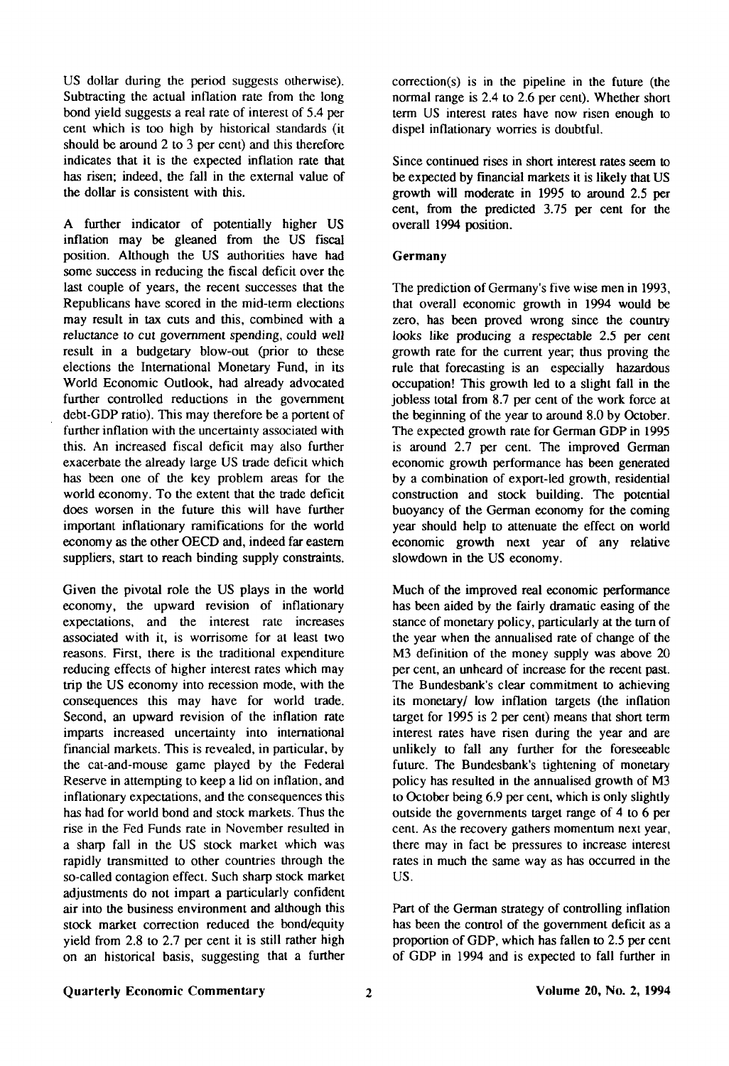US dollar during the period suggests otherwise). Subtracting the actual inflation rate from the long bond yield suggests a real rate of interest of 5.4 per cent which is too high by historical standards (it should be around 2 to 3 per cent) and this therefore indicates that it is the expected inflation rate that has risen; indeed, the fall in the external value of the dollar is consistent with this.

A further indicator of potentially higher US inflation may be gleaned from the US fiscal position. Although the US authorities have had some success in reducing the fiscal deficit over the last couple of years, the recent successes that the Republicans have scored in the mid-term elections may result in tax cuts and this, combined with a reluctance to cut government spending, could well result in a budgetary blow-out (prior to these elections the International Monetary Fund, in its World Economic Outlook, had already advocated further controlled reductions in the government debt-GDP ratio). This may therefore be a portent of further inflation with the uncertainty associated with this. An increased fiscal deficit may also further exacerbate the already large US trade deficit which has been one of the key problem areas for the world economy. To the extent that the trade deficit does worsen in the future this will have further important inflationary ramifications for the world economy as the other OECD and, indeed far eastern suppliers, start to reach binding supply constraints.

Given the pivotal role the US plays in the world economy, the upward revision of inflationary expectations, and the interest rate increases associated with it, is worrisome for at least two reasons. First, there is the traditional expenditure reducing effects of higher interest rates which may trip the US economy into recession mode, with the consequences this may have for world trade. Second, an upward revision of the inflation rate imparts increased uncertainty into international financial markets. This is revealed, in particular, by the cat-and-mouse game played by the Federal Reserve in attempting to keep a lid on inflation, and inflationary expectations, and the consequences this has had for world bond and stock markets. Thus the rise in the Fed Funds rate in November resulted in a sharp fall in the US stock market which was rapidly transmitted to other countries through the so-called contagion effect. Such sharp stock market adjustments do not impart a particularly confident air into the business environment and although this stock market correction reduced the bond/equity yield from 2.8 to 2.7 per cent it is still rather high on an historical basis, suggesting that a further correction(s) is in the pipeline in the future (the normal range is 2.4 to 2.6 per cent). Whether short term US interest rates have now risen enough to dispel inflationary worries is doubtful.

Since continued rises in short interest rates seem to be expected by financial markets it is likely that US growth will moderate in 1995 to around 2.5 per cent, from the predicted 3.75 per cent for the overall 1994 position.

**Germany**

The prediction of Germany's five wise men in 1993, that overall economic growth in 1994 would be zero, has been proved wrong since the country looks like producing a respectable 2.5 per cent growth rate for the current year; thus proving the rule that forecasting is an especially hazardous occupation! This growth led to a slight fall in the jobless total from 8.7 per cent of the work force at the beginning of the year to around 8.0 by October. The expected growth rate for German GDP in 1995 is around 2.7 per cent. The improved German economic growth performance has been generated by a combination of export-led growth, residential construction and stock building. The potential buoyancy of the German economy for the coming year should help to attenuate the effect on world economic growth next year of any relative slowdown in the US economy.

Much of the improved real economic performance has been aided by the fairly dramatic easing of the stance of monetary policy, particularly at the turn of the year when the annualised rate of change of the M3 definition of the money supply was above 20 per cent, an unheard of increase for the recent past. The Bundesbank's clear commitment to achieving its monetary/ low inflation targets (the inflation target for 1995 is 2 per cent) means that short term interest rates have risen during the year and are unlikely to fall any further for the foreseeable future. The Bundesbank's tightening of monetary policy has resulted in the annualised growth of M3 to October being 6.9 per cent, which is only slightly outside the governments target range of 4 to 6 per cent. As the recovery gathers momentum next year, there may in fact be pressures to increase interest rates in much the same way as has occurred in the US.

Part of the German strategy of controlling inflation has been the control of the government deficit as a proportion of GDP, which has fallen to 2.5 per cent of GDP in 1994 and is expected to fall further in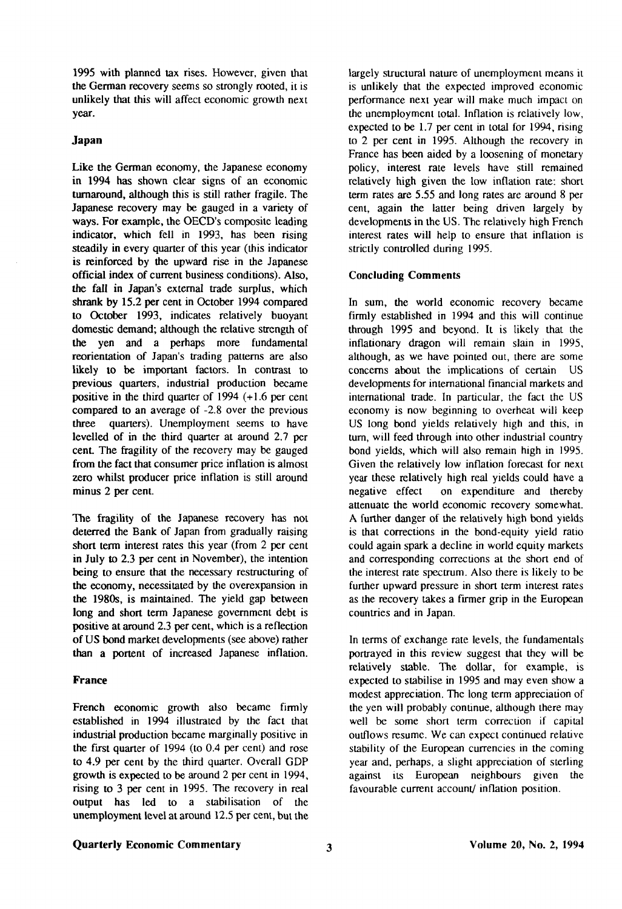1995 with planned tax rises. However, given that the German recovery seems so strongly rooted, it is unlikely that this will affect economic growth next year.

### Japan

Like the German economy, the Japanese economy in 1994 has shown clear signs of an economic turnaround, although this is still rather fragile. The Japanese recovery may be gauged in a variety of ways. For example, the OECD's composite leading indicator, which fell in 1993, has been rising steadily in every quarter of this year (this indicator is reinforced by the upward rise in the Japanese official index of current business conditions). Also, the fall in Japan's external trade surplus, which shrank by 15.2 per cent in October 1994 compared to October 1993, indicates relatively buoyant domestic demand; although the relative strength of the yen and a perhaps more fundamental reorientation of Japan's trading patterns are also likely to be important factors. In contrast to previous quarters, industrial production became positive in the third quarter of 1994 (+1.6 per cent compared to an average of -2.8 over the previous three quarters). Unemployment seems to have levelled of in the third quarter at around 2.7 per cent. The fragility of the recovery may be gauged from the fact that consumer price inflation is almost zero whilst producer price inflation is still around minus 2 per cent.

The fragility of the Japanese recovery has not deterred the Bank of Japan from gradually raising short term interest rates this year (from 2 per cent in July to 2.3 per cent in November), the intention being to ensure that the necessary restructuring of the economy, necessitated by the overexpansion in the 1980s, is maintained. The yield gap between long and short term Japanese government debt is positive at around 2.3 per cent, which is a reflection of US bond market developments (see above) rather than a portent of increased Japanese inflation.

### France

French economic growth also became firmly established in 1994 illustrated by the fact that industrial production became marginally positive in the first quarter of 1994 (to 0.4 per cent) and rose to 4.9 per cent by the third quarter. Overall GDP growth is expected to be around 2 per cent in 1994, rising to 3 per cent in 1995. The recovery in real output has led to a stabilisation of the unemployment level at around 12.5 per cent, but the largely structural nature of unemployment means it is unlikely that the expected improved economic performance next year will make much impact on the unemployment total. Inflation is relatively low, expected to be 1.7 per cent in total for 1994, rising to 2 per cent in 1995. Although the recovery in France has been aided by a loosening of monetary policy, interest rate levels have still remained relatively high given the low inflation rate: short term rates are 5.55 and long rates are around 8 per cent, again the latter being driven largely by developments in the US. The relatively high French interest rates will help to ensure that inflation is strictly controlled during 1995.

### Concluding Comments

In sum, the world economic recovery became firmly established in 1994 and this will continue through 1995 and beyond. It is likely that the inflationary dragon will remain slain in 1995, although, as we have pointed out, there are some concerns about the implications of certain US developments for international financial markets and international trade. In particular, the fact the US economy is now beginning to overheat will keep US long bond yields relatively high and this, in turn, will feed through into other industrial country bond yields, which will also remain high in 1995. Given the relatively low inflation forecast for next year these relatively high real yields could have a negative effect on expenditure and thereby attenuate the world economic recovery somewhat. A further danger of the relatively high bond yields is that corrections in the bond-equity yield ratio could again spark a decline in world equity markets and corresponding corrections at the short end of the interest rate spectrum. Also there is likely to be further upward pressure in short term interest rates as the recovery takes a firmer grip in the European countries and in Japan.

In terms of exchange rate levels, the fundamentals portrayed in this review suggest that they will be relatively stable. The dollar, for example, is expected to stabilise in 1995 and may even show a modest appreciation. The long term appreciation of the yen will probably continue, although there may well be some short term correction if capital outflows resume. We can expect continued relative stability of the European currencies in the coming year and, perhaps, a slight appreciation of sterling against its European neighbours given the favourable current account/ inflation position.